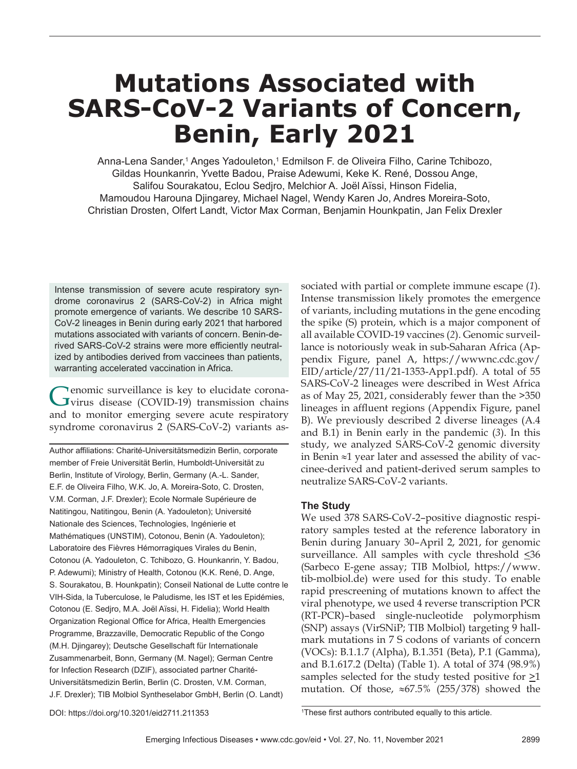# Mutations Associated with SARS-CoV-2 Variants of Concern, Benin, Early 2021

Anna-Lena Sander,[1] Anges Yadouleton,[1] Edmilson F. de Oliveira Filho, Carine Tchibozo, Gildas Hounkanrin, Yvette Badou, Praise Adewumi, Keke K. René, Dossou Ange, Salifou Sourakatou, Eclou Sedjro, Melchior A. Joël Aïssi, Hinson Fidelia, Mamoudou Harouna Djingarey, Michael Nagel, Wendy Karen Jo, Andres Moreira-Soto, Christian Drosten, Olfert Landt, Victor Max Corman, Benjamin Hounkpatin, Jan Felix Drexler

Intense transmission of severe acute respiratory syndrome coronavirus 2 (SARS-CoV-2) in Africa might promote emergence of variants. We describe 10 SARS-CoV-2 lineages in Benin during early 2021 that harbored mutations associated with variants of concern. Benin-derived SARS-CoV-2 strains were more efficiently neutralized by antibodies derived from vaccinees than patients, warranting accelerated vaccination in Africa.

Genomic surveillance is key to elucidate coronavirus disease (COVID-19) transmission chains and to monitor emerging severe acute respiratory syndrome coronavirus 2 (SARS-CoV-2) variants associated with partial or complete immune escape (*1*). Intense transmission likely promotes the emergence of variants, including mutations in the gene encoding the spike (S) protein, which is a major component of all available COVID-19 vaccines (*2*). Genomic surveillance is notoriously weak in sub-Saharan Africa (Appendix Figure, panel A, https://wwwnc.cdc.gov/EID/article/27/11/21-1353-App1.pdf). A total of 55 SARS-CoV-2 lineages were described in West Africa as of May 25, 2021, considerably fewer than the >350 lineages in affluent regions (Appendix Figure, panel B). We previously described 2 diverse lineages (A.4 and B.1) in Benin early in the pandemic (*3*). In this study, we analyzed SARS-CoV-2 genomic diversity in Benin ≈1 year later and assessed the ability of vaccinee-derived and patient-derived serum samples to neutralize SARS-CoV-2 variants.

## The Study

We used 378 SARS-CoV-2–positive diagnostic respiratory samples tested at the reference laboratory in Benin during January 30–April 2, 2021, for genomic surveillance. All samples with cycle threshold ≤36 (Sarbeco E-gene assay; TIB Molbiol, https://www.tib-molbiol.de) were used for this study. To enable rapid prescreening of mutations known to affect the viral phenotype, we used 4 reverse transcription PCR (RT-PCR)–based single-nucleotide polymorphism (SNP) assays (VirSNiP; TIB Molbiol) targeting 9 hallmark mutations in 7 S codons of variants of concern (VOCs): B.1.1.7 (Alpha), B.1.351 (Beta), P.1 (Gamma), and B.1.617.2 (Delta) (Table 1). A total of 374 (98.9%) samples selected for the study tested positive for ≥1 mutation. Of those, ≈67.5% (255/378) showed the

Author affiliations: Charité-Universitätsmedizin Berlin, corporate member of Freie Universität Berlin, Humboldt-Universität zu Berlin, Institute of Virology, Berlin, Germany (A.-L. Sander, E.F. de Oliveira Filho, W.K. Jo, A. Moreira-Soto, C. Drosten, V.M. Corman, J.F. Drexler); Ecole Normale Supérieure de Natitingou, Natitingou, Benin (A. Yadouleton); Université Nationale des Sciences, Technologies, Ingénierie et Mathématiques (UNSTIM), Cotonou, Benin (A. Yadouleton); Laboratoire des Fièvres Hémorragiques Virales du Benin, Cotonou (A. Yadouleton, C. Tchibozo, G. Hounkanrin, Y. Badou, P. Adewumi); Ministry of Health, Cotonou (K.K. René, D. Ange, S. Sourakatou, B. Hounkpatin); Conseil National de Lutte contre le VIH-Sida, la Tuberculose, le Paludisme, les IST et les Epidémies, Cotonou (E. Sedjro, M.A. Joël Aïssi, H. Fidelia); World Health Organization Regional Office for Africa, Health Emergencies Programme, Brazzaville, Democratic Republic of the Congo (M.H. Djingarey); Deutsche Gesellschaft für Internationale Zusammenarbeit, Bonn, Germany (M. Nagel); German Centre for Infection Research (DZIF), associated partner Charité-Universitätsmedizin Berlin, Berlin (C. Drosten, V.M. Corman, J.F. Drexler); TIB Molbiol Syntheselabor GmbH, Berlin (O. Landt)

DOI: https://doi.org/10.3201/eid2711.211353

[1]These first authors contributed equally to this article.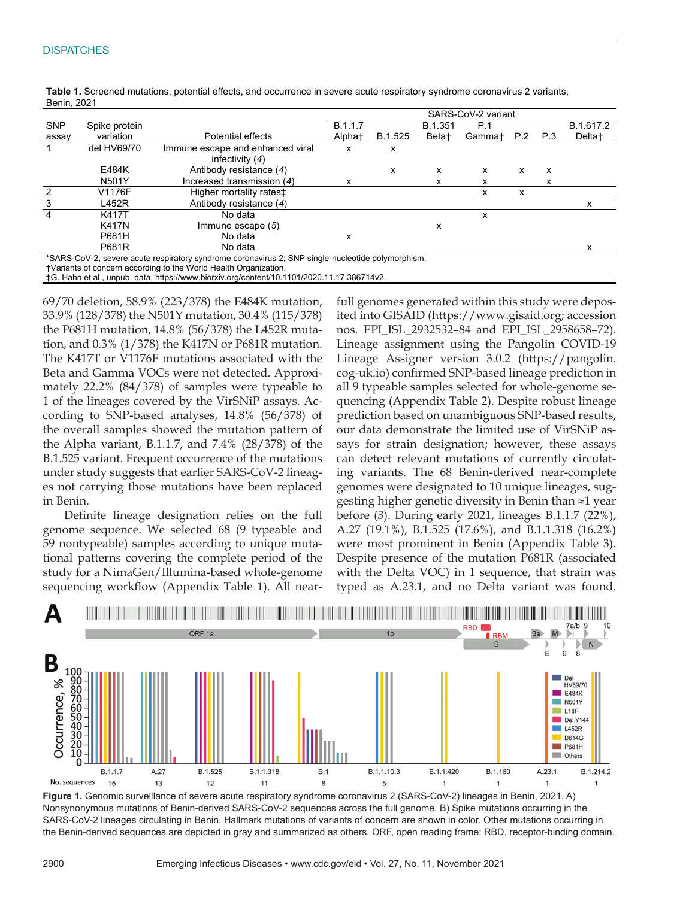**Table 1.** Screened mutations, potential effects, and occurrence in severe acute respiratory syndrome coronavirus 2 variants, Benin, 2021

| SNP assay | Spike protein variation | Potential effects | SARS-CoV-2 variant | | | | | | |
|---|---|---|---|---|---|---|---|---|---|
| | | | B.1.1.7 Alpha† | B.1.525 | B.1.351 Beta† | P.1 Gamma† | P.2 | P.3 | B.1.617.2 Delta† |
| 1 | del HV69/70 | Immune escape and enhanced viral infectivity (4) | x | x | | | | | |
| | E484K | Antibody resistance (4) | | x | x | x | x | x | |
| | N501Y | Increased transmission (4) | x | | x | x | | x | |
| 2 | V1176F | Higher mortality rates‡ | | | | x | x | | |
| 3 | L452R | Antibody resistance (4) | | | | | | | x |
| 4 | K417T | No data | | | | x | | | |
| | K417N | Immune escape (5) | | | x | | | | |
| | P681H | No data | x | | | | | | |
| | P681R | No data | | | | | | | x |

*SARS-CoV-2, severe acute respiratory syndrome coronavirus 2; SNP single-nucleotide polymorphism.
†Variants of concern according to the World Health Organization.
‡G. Hahn et al., unpub. data, https://www.biorxiv.org/content/10.1101/2020.11.17.386714v2.

69/70 deletion, 58.9% (223/378) the E484K mutation, 33.9% (128/378) the N501Y mutation, 30.4% (115/378) the P681H mutation, 14.8% (56/378) the L452R mutation, and 0.3% (1/378) the K417N or P681R mutation. The K417T or V1176F mutations associated with the Beta and Gamma VOCs were not detected. Approximately 22.2% (84/378) of samples were typeable to 1 of the lineages covered by the VirSNiP assays. According to SNP-based analyses, 14.8% (56/378) of the overall samples showed the mutation pattern of the Alpha variant, B.1.1.7, and 7.4% (28/378) of the B.1.525 variant. Frequent occurrence of the mutations under study suggests that earlier SARS-CoV-2 lineages not carrying those mutations have been replaced in Benin.

Definite lineage designation relies on the full genome sequence. We selected 68 (9 typeable and 59 nontypeable) samples according to unique mutational patterns covering the complete period of the study for a NimaGen/Illumina-based whole-genome sequencing workflow (Appendix Table 1). All near-full genomes generated within this study were deposited into GISAID (https://www.gisaid.org; accession nos. EPI_ISL_2932532–84 and EPI_ISL_2958658–72). Lineage assignment using the Pangolin COVID-19 Lineage Assigner version 3.0.2 (https://pangolin.cog-uk.io) confirmed SNP-based lineage prediction in all 9 typeable samples selected for whole-genome sequencing (Appendix Table 2). Despite robust lineage prediction based on unambiguous SNP-based results, our data demonstrate the limited use of VirSNiP assays for strain designation; however, these assays can detect relevant mutations of currently circulating variants. The 68 Benin-derived near-complete genomes were designated to 10 unique lineages, suggesting higher genetic diversity in Benin than ≈1 year before (3). During early 2021, lineages B.1.1.7 (22%), A.27 (19.1%), B.1.525 (17.6%), and B.1.1.318 (16.2%) were most prominent in Benin (Appendix Table 3). Despite presence of the mutation P681R (associated with the Delta VOC) in 1 sequence, that strain was typed as A.23.1, and no Delta variant was found.

A
ORF 1a
1b
RBD
RBM
S
3a
M
7a/b 9
10
N
E
6
8

B
Occurrence, %
100
90
80
70
60
50
40
30
20
10
0
B.1.1.7
A.27
B.1.525
B.1.1.318
B.1
B.1.1.10.3
B.1.1.420
B.1.160
A.23.1
B.1.214.2
No. sequences
15
13
12
11
8
5
1
1
1
1
Del HV69/70
E484K
N501Y
L18F
Del Y144
L452R
D614G
P681H
Others

**Figure 1.** Genomic surveillance of severe acute respiratory syndrome coronavirus 2 (SARS-CoV-2) lineages in Benin, 2021. A) Nonsynonymous mutations of Benin-derived SARS-CoV-2 sequences across the full genome. B) Spike mutations occurring in the SARS-CoV-2 lineages circulating in Benin. Hallmark mutations of variants of concern are shown in color. Other mutations occurring in the Benin-derived sequences are depicted in gray and summarized as others. ORF, open reading frame; RBD, receptor-binding domain.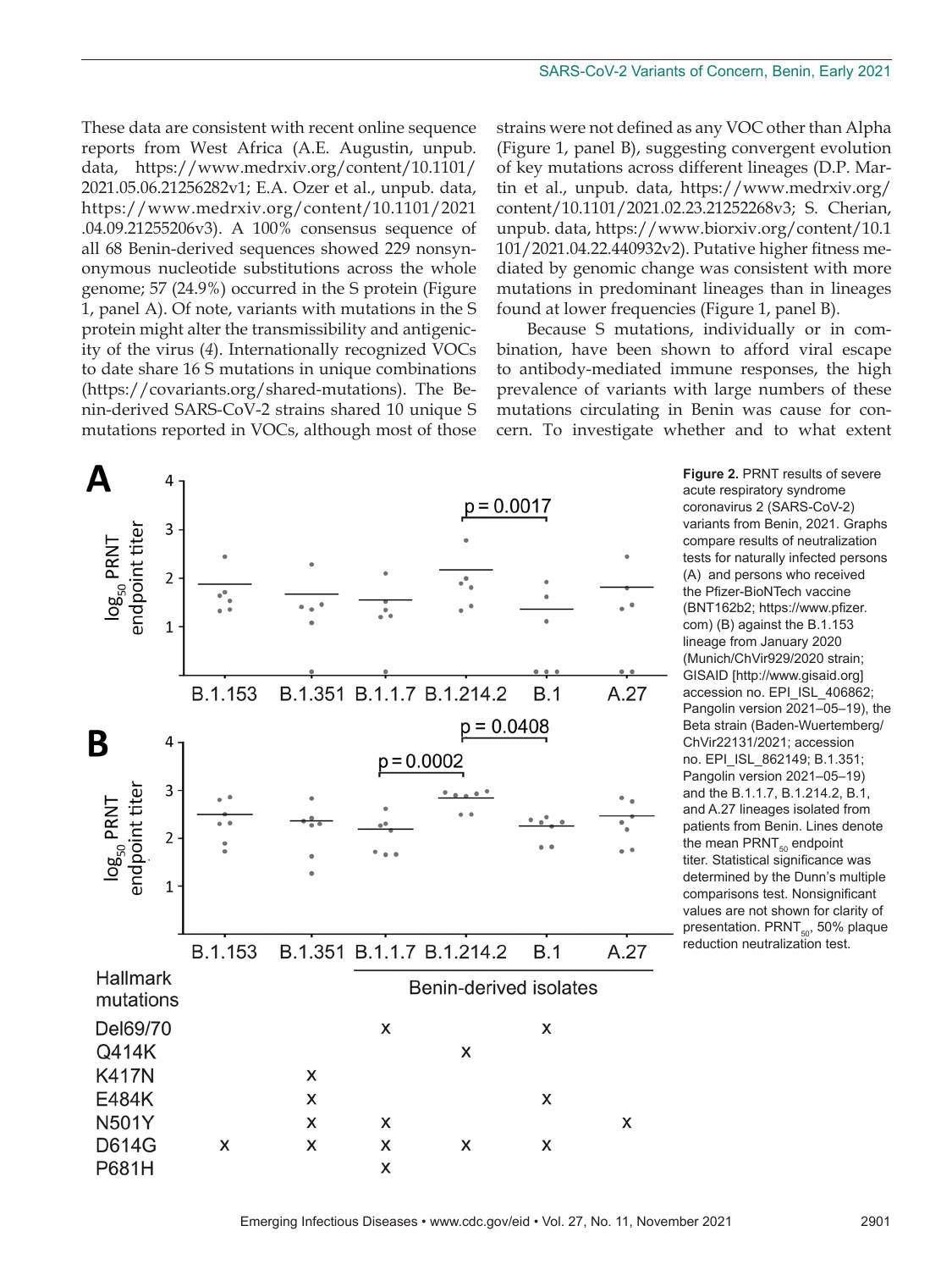These data are consistent with recent online sequence reports from West Africa (A.E. Augustin, unpub. data, https://www.medrxiv.org/content/10.1101/2021.05.06.21256282v1; E.A. Ozer et al., unpub. data, https://www.medrxiv.org/content/10.1101/2021.04.09.21255206v3). A 100% consensus sequence of all 68 Benin-derived sequences showed 229 nonsynonymous nucleotide substitutions across the whole genome; 57 (24.9%) occurred in the S protein (Figure 1, panel A). Of note, variants with mutations in the S protein might alter the transmissibility and antigenicity of the virus (*4*). Internationally recognized VOCs to date share 16 S mutations in unique combinations (https://covariants.org/shared-mutations). The Benin-derived SARS-CoV-2 strains shared 10 unique S mutations reported in VOCs, although most of those strains were not defined as any VOC other than Alpha (Figure 1, panel B), suggesting convergent evolution of key mutations across different lineages (D.P. Martin et al., unpub. data, https://www.medrxiv.org/content/10.1101/2021.02.23.21252268v3; S. Cherian, unpub. data, https://www.biorxiv.org/content/10.1101/2021.04.22.440932v2). Putative higher fitness mediated by genomic change was consistent with more mutations in predominant lineages than in lineages found at lower frequencies (Figure 1, panel B).

Because S mutations, individually or in combination, have been shown to afford viral escape to antibody-mediated immune responses, the high prevalence of variants with large numbers of these mutations circulating in Benin was cause for concern. To investigate whether and to what extent

A

$\log_{50}$ PRNT endpoint titer

4
3
2
1

p = 0.0017

B.1.153 B.1.351 B.1.1.7 B.1.214.2 B.1 A.27

B

$\log_{50}$ PRNT endpoint titer

4
3
2
1

p = 0.0408

p = 0.0002

B.1.153 B.1.351 B.1.1.7 B.1.214.2 B.1 A.27

Hallmark mutations

Benin-derived isolates

Del69/70 x x
Q414K x
K417N x
E484K x x
N501Y x x x
D614G x x x x x
P681H x

**Figure 2.** PRNT results of severe acute respiratory syndrome coronavirus 2 (SARS-CoV-2) variants from Benin, 2021. Graphs compare results of neutralization tests for naturally infected persons (A) and persons who received the Pfizer-BioNTech vaccine (BNT162b2; https://www.pfizer.com) (B) against the B.1.153 lineage from January 2020 (Munich/ChVir929/2020 strain; GISAID [http://www.gisaid.org] accession no. EPI_ISL_406862; Pangolin version 2021–05–19), the Beta strain (Baden-Wuertemberg/ChVir22131/2021; accession no. EPI_ISL_862149; B.1.351; Pangolin version 2021–05–19) and the B.1.1.7, B.1.214.2, B.1, and A.27 lineages isolated from patients from Benin. Lines denote the mean $PRNT_{50}$ endpoint titer. Statistical significance was determined by the Dunn's multiple comparisons test. Nonsignificant values are not shown for clarity of presentation. $PRNT_{50}$, 50% plaque reduction neutralization test.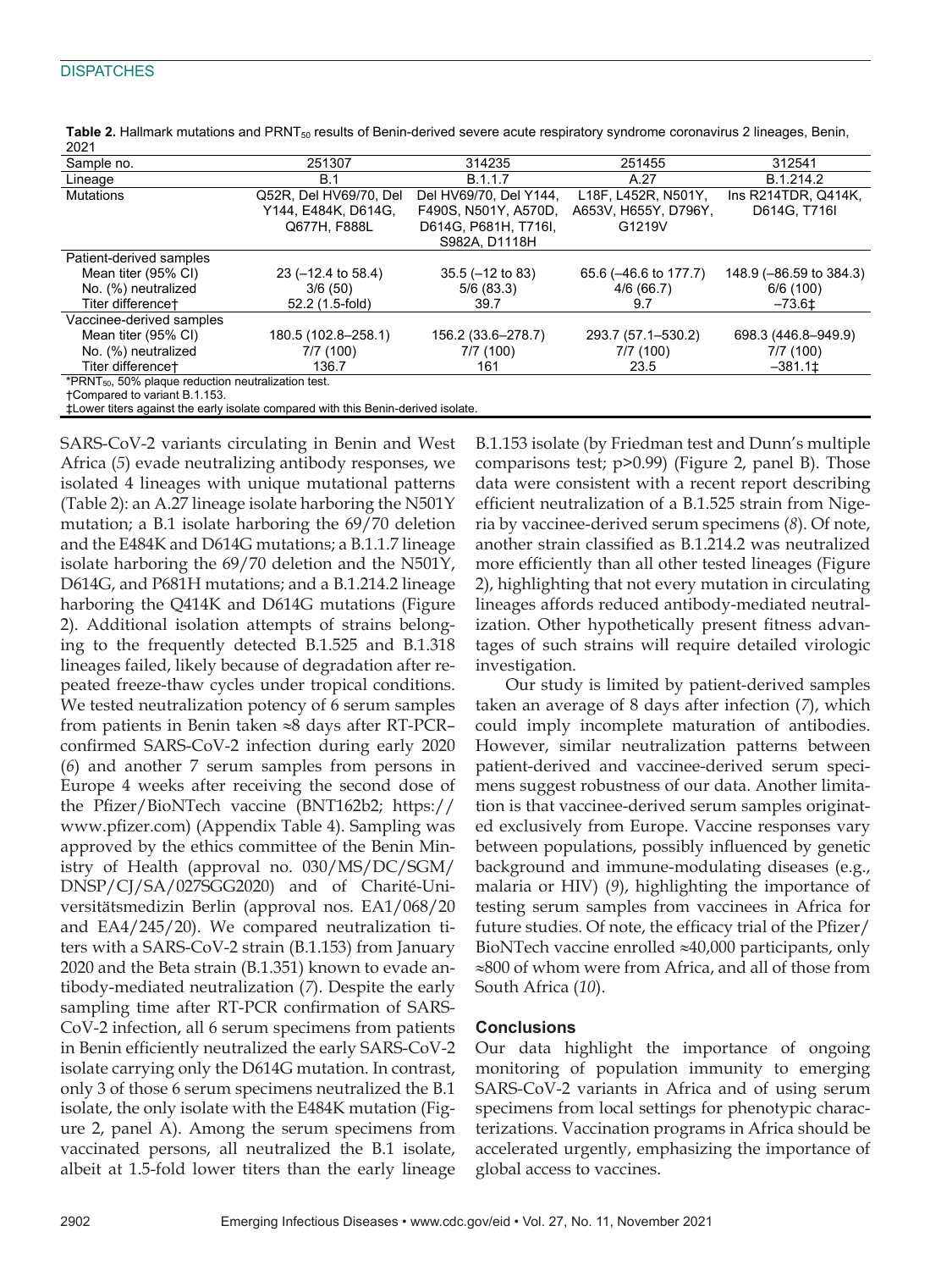**Table 2.** Hallmark mutations and $PRNT_{50}$ results of Benin-derived severe acute respiratory syndrome coronavirus 2 lineages, Benin, 2021

| Sample no. | 251307 | 314235 | 251455 | 312541 |
|---|---|---|---|---|
| Lineage | B.1 | B.1.1.7 | A.27 | B.1.214.2 |
| Mutations | Q52R, Del HV69/70, Del Y144, E484K, D614G, Q677H, F888L | Del HV69/70, Del Y144, F490S, N501Y, A570D, D614G, P681H, T716I, S982A, D1118H | L18F, L452R, N501Y, A653V, H655Y, D796Y, G1219V | Ins R214TDR, Q414K, D614G, T716I |
| Patient-derived samples | | | | |
| Mean titer (95% CI) | 23 (–12.4 to 58.4) | 35.5 (–12 to 83) | 65.6 (–46.6 to 177.7) | 148.9 (–86.59 to 384.3) |
| No. (%) neutralized | 3/6 (50) | 5/6 (83.3) | 4/6 (66.7) | 6/6 (100) |
| Titer difference† | 52.2 (1.5-fold) | 39.7 | 9.7 | –73.6‡ |
| Vaccinee-derived samples | | | | |
| Mean titer (95% CI) | 180.5 (102.8–258.1) | 156.2 (33.6–278.7) | 293.7 (57.1–530.2) | 698.3 (446.8–949.9) |
| No. (%) neutralized | 7/7 (100) | 7/7 (100) | 7/7 (100) | 7/7 (100) |
| Titer difference† | 136.7 | 161 | 23.5 | –381.1‡ |

*$PRNT_{50}$, 50% plaque reduction neutralization test.
†Compared to variant B.1.153.
‡Lower titers against the early isolate compared with this Benin-derived isolate.

SARS-CoV-2 variants circulating in Benin and West Africa (*5*) evade neutralizing antibody responses, we isolated 4 lineages with unique mutational patterns (Table 2): an A.27 lineage isolate harboring the N501Y mutation; a B.1 isolate harboring the 69/70 deletion and the E484K and D614G mutations; a B.1.1.7 lineage isolate harboring the 69/70 deletion and the N501Y, D614G, and P681H mutations; and a B.1.214.2 lineage harboring the Q414K and D614G mutations (Figure 2). Additional isolation attempts of strains belonging to the frequently detected B.1.525 and B.1.318 lineages failed, likely because of degradation after repeated freeze-thaw cycles under tropical conditions. We tested neutralization potency of 6 serum samples from patients in Benin taken ≈8 days after RT-PCR–confirmed SARS-CoV-2 infection during early 2020 (*6*) and another 7 serum samples from persons in Europe 4 weeks after receiving the second dose of the Pfizer/BioNTech vaccine (BNT162b2; https://www.pfizer.com) (Appendix Table 4). Sampling was approved by the ethics committee of the Benin Ministry of Health (approval no. 030/MS/DC/SGM/DNSP/CJ/SA/027SGG2020) and of Charité-Universitätsmedizin Berlin (approval nos. EA1/068/20 and EA4/245/20). We compared neutralization titers with a SARS-CoV-2 strain (B.1.153) from January 2020 and the Beta strain (B.1.351) known to evade antibody-mediated neutralization (*7*). Despite the early sampling time after RT-PCR confirmation of SARS-CoV-2 infection, all 6 serum specimens from patients in Benin efficiently neutralized the early SARS-CoV-2 isolate carrying only the D614G mutation. In contrast, only 3 of those 6 serum specimens neutralized the B.1 isolate, the only isolate with the E484K mutation (Figure 2, panel A). Among the serum specimens from vaccinated persons, all neutralized the B.1 isolate, albeit at 1.5-fold lower titers than the early lineage B.1.153 isolate (by Friedman test and Dunn's multiple comparisons test; $p>0.99$) (Figure 2, panel B). Those data were consistent with a recent report describing efficient neutralization of a B.1.525 strain from Nigeria by vaccinee-derived serum specimens (*8*). Of note, another strain classified as B.1.214.2 was neutralized more efficiently than all other tested lineages (Figure 2), highlighting that not every mutation in circulating lineages affords reduced antibody-mediated neutralization. Other hypothetically present fitness advantages of such strains will require detailed virologic investigation.

Our study is limited by patient-derived samples taken an average of 8 days after infection (*7*), which could imply incomplete maturation of antibodies. However, similar neutralization patterns between patient-derived and vaccinee-derived serum specimens suggest robustness of our data. Another limitation is that vaccinee-derived serum samples originated exclusively from Europe. Vaccine responses vary between populations, possibly influenced by genetic background and immune-modulating diseases (e.g., malaria or HIV) (*9*), highlighting the importance of testing serum samples from vaccinees in Africa for future studies. Of note, the efficacy trial of the Pfizer/BioNTech vaccine enrolled ≈40,000 participants, only ≈800 of whom were from Africa, and all of those from South Africa (*10*).

## Conclusions

Our data highlight the importance of ongoing monitoring of population immunity to emerging SARS-CoV-2 variants in Africa and of using serum specimens from local settings for phenotypic characterizations. Vaccination programs in Africa should be accelerated urgently, emphasizing the importance of global access to vaccines.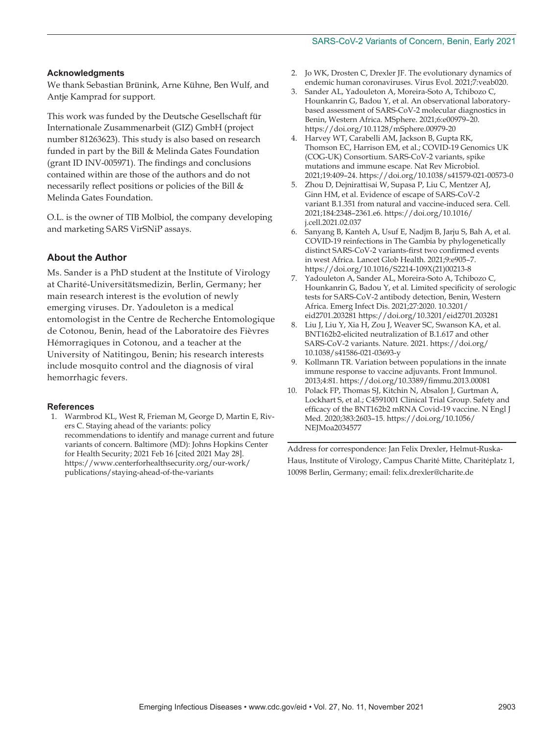## Acknowledgments

We thank Sebastian Brünink, Arne Kühne, Ben Wulf, and Antje Kamprad for support.

This work was funded by the Deutsche Gesellschaft für Internationale Zusammenarbeit (GIZ) GmbH (project number 81263623). This study is also based on research funded in part by the Bill & Melinda Gates Foundation (grant ID INV-005971). The findings and conclusions contained within are those of the authors and do not necessarily reflect positions or policies of the Bill & Melinda Gates Foundation.

O.L. is the owner of TIB Molbiol, the company developing and marketing SARS VirSNiP assays.

## About the Author

Ms. Sander is a PhD student at the Institute of Virology at Charité-Universitätsmedizin, Berlin, Germany; her main research interest is the evolution of newly emerging viruses. Dr. Yadouleton is a medical entomologist in the Centre de Recherche Entomologique de Cotonou, Benin, head of the Laboratoire des Fièvres Hémorragiques in Cotonou, and a teacher at the University of Natitingou, Benin; his research interests include mosquito control and the diagnosis of viral hemorrhagic fevers.

## References

1. Warmbrod KL, West R, Frieman M, George D, Martin E, Rivers C. Staying ahead of the variants: policy recommendations to identify and manage current and future variants of concern. Baltimore (MD): Johns Hopkins Center for Health Security; 2021 Feb 16 [cited 2021 May 28]. https://www.centerforhealthsecurity.org/our-work/publications/staying-ahead-of-the-variants
2. Jo WK, Drosten C, Drexler JF. The evolutionary dynamics of endemic human coronaviruses. Virus Evol. 2021;7:veab020.
3. Sander AL, Yadouleton A, Moreira-Soto A, Tchibozo C, Hounkanrin G, Badou Y, et al. An observational laboratory-based assessment of SARS-CoV-2 molecular diagnostics in Benin, Western Africa. MSphere. 2021;6:e00979–20. https://doi.org/10.1128/mSphere.00979-20
4. Harvey WT, Carabelli AM, Jackson B, Gupta RK, Thomson EC, Harrison EM, et al.; COVID-19 Genomics UK (COG-UK) Consortium. SARS-CoV-2 variants, spike mutations and immune escape. Nat Rev Microbiol. 2021;19:409–24. https://doi.org/10.1038/s41579-021-00573-0
5. Zhou D, Dejnirattisai W, Supasa P, Liu C, Mentzer AJ, Ginn HM, et al. Evidence of escape of SARS-CoV-2 variant B.1.351 from natural and vaccine-induced sera. Cell. 2021;184:2348–2361.e6. https://doi.org/10.1016/j.cell.2021.02.037
6. Sanyang B, Kanteh A, Usuf E, Nadjm B, Jarju S, Bah A, et al. COVID-19 reinfections in The Gambia by phylogenetically distinct SARS-CoV-2 variants-first two confirmed events in west Africa. Lancet Glob Health. 2021;9:e905–7. https://doi.org/10.1016/S2214-109X(21)00213-8
7. Yadouleton A, Sander AL, Moreira-Soto A, Tchibozo C, Hounkanrin G, Badou Y, et al. Limited specificity of serologic tests for SARS-CoV-2 antibody detection, Benin, Western Africa. Emerg Infect Dis. 2021;27:2020. 10.3201/eid2701.203281 https://doi.org/10.3201/eid2701.203281
8. Liu J, Liu Y, Xia H, Zou J, Weaver SC, Swanson KA, et al. BNT162b2-elicited neutralization of B.1.617 and other SARS-CoV-2 variants. Nature. 2021. https://doi.org/10.1038/s41586-021-03693-y
9. Kollmann TR. Variation between populations in the innate immune response to vaccine adjuvants. Front Immunol. 2013;4:81. https://doi.org/10.3389/fimmu.2013.00081
10. Polack FP, Thomas SJ, Kitchin N, Absalon J, Gurtman A, Lockhart S, et al.; C4591001 Clinical Trial Group. Safety and efficacy of the BNT162b2 mRNA Covid-19 vaccine. N Engl J Med. 2020;383:2603–15. https://doi.org/10.1056/NEJMoa2034577

Address for correspondence: Jan Felix Drexler, Helmut-Ruska-Haus, Institute of Virology, Campus Charité Mitte, Charitéplatz 1, 10098 Berlin, Germany; email: felix.drexler@charite.de